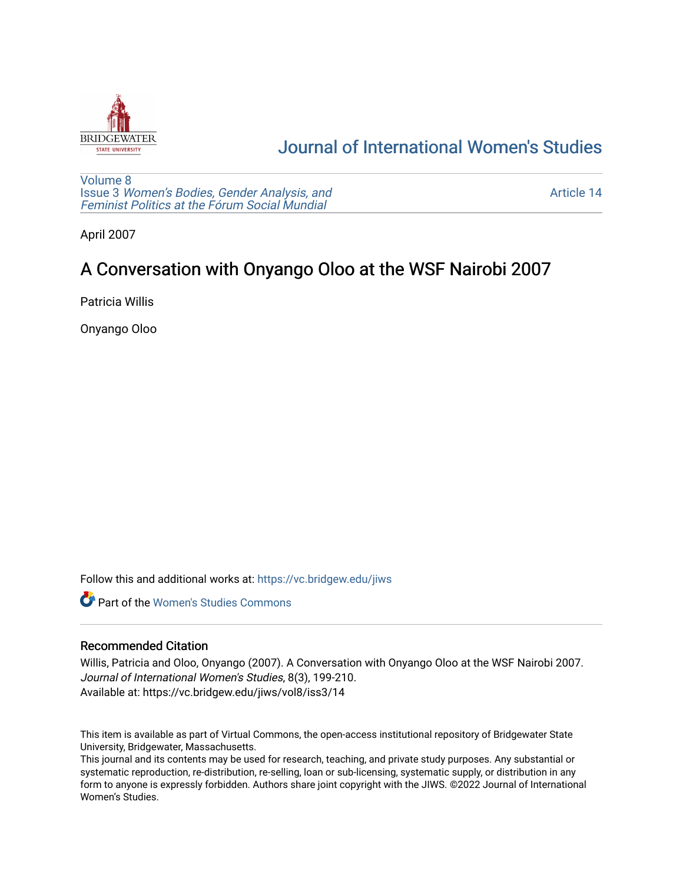# Journal of International Women's Studies

Volume 8
Issue 3 *Women's Bodies, Gender Analysis, and Feminist Politics at the Fórum Social Mundial*

Article 14

April 2007

## A Conversation with Onyango Oloo at the WSF Nairobi 2007

Patricia Willis

Onyango Oloo

Follow this and additional works at: https://vc.bridgew.edu/jiws

Part of the Women's Studies Commons

### Recommended Citation

Willis, Patricia and Oloo, Onyango (2007). A Conversation with Onyango Oloo at the WSF Nairobi 2007. *Journal of International Women's Studies*, 8(3), 199-210.
Available at: https://vc.bridgew.edu/jiws/vol8/iss3/14

This item is available as part of Virtual Commons, the open-access institutional repository of Bridgewater State University, Bridgewater, Massachusetts.
This journal and its contents may be used for research, teaching, and private study purposes. Any substantial or systematic reproduction, re-distribution, re-selling, loan or sub-licensing, systematic supply, or distribution in any form to anyone is expressly forbidden. Authors share joint copyright with the JIWS. ©2022 Journal of International Women's Studies.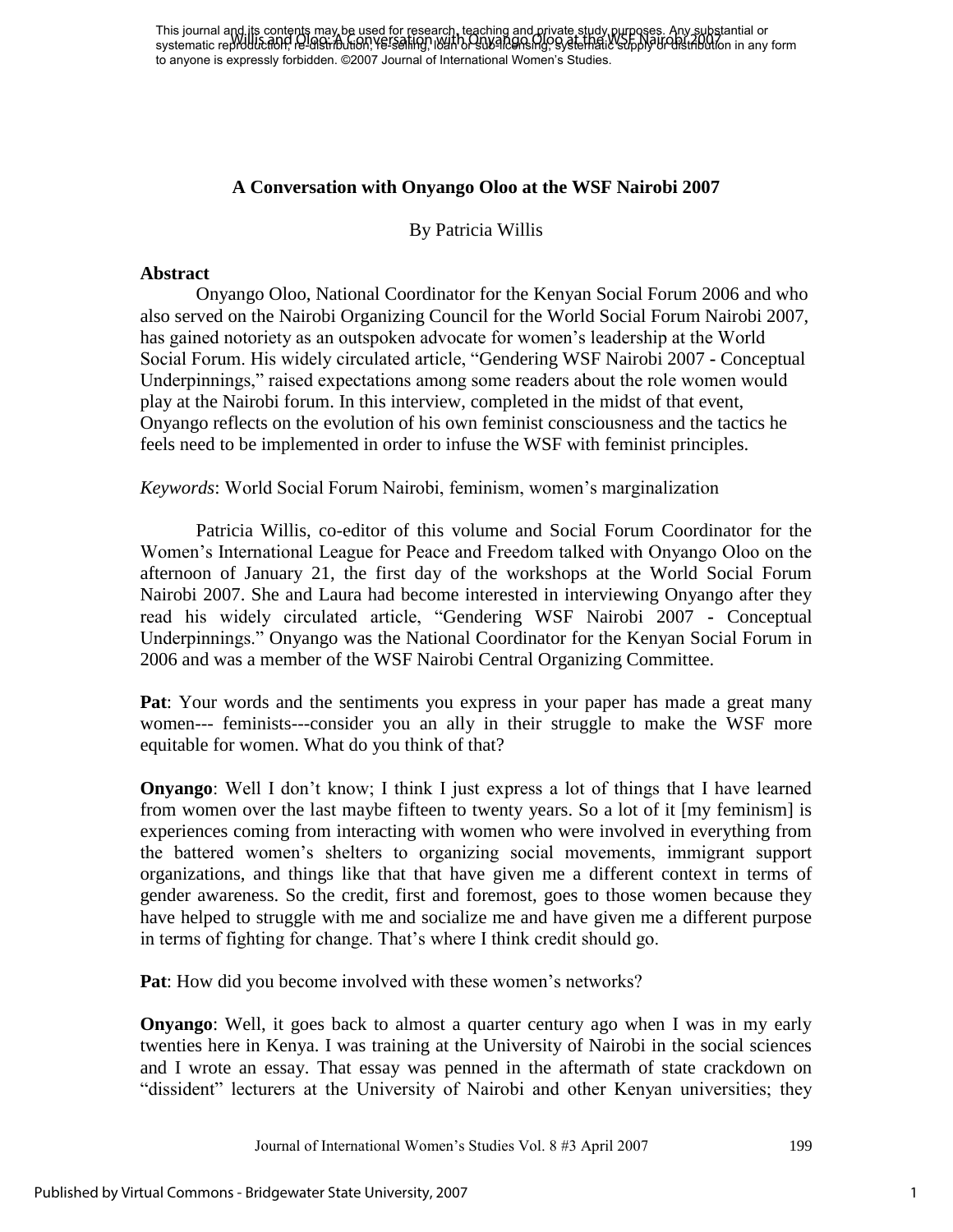## A Conversation with Onyango Oloo at the WSF Nairobi 2007

By Patricia Willis

### Abstract

Onyango Oloo, National Coordinator for the Kenyan Social Forum 2006 and who also served on the Nairobi Organizing Council for the World Social Forum Nairobi 2007, has gained notoriety as an outspoken advocate for women's leadership at the World Social Forum. His widely circulated article, "Gendering WSF Nairobi 2007 - Conceptual Underpinnings," raised expectations among some readers about the role women would play at the Nairobi forum. In this interview, completed in the midst of that event, Onyango reflects on the evolution of his own feminist consciousness and the tactics he feels need to be implemented in order to infuse the WSF with feminist principles.

*Keywords*: World Social Forum Nairobi, feminism, women's marginalization

Patricia Willis, co-editor of this volume and Social Forum Coordinator for the Women's International League for Peace and Freedom talked with Onyango Oloo on the afternoon of January 21, the first day of the workshops at the World Social Forum Nairobi 2007. She and Laura had become interested in interviewing Onyango after they read his widely circulated article, "Gendering WSF Nairobi 2007 - Conceptual Underpinnings." Onyango was the National Coordinator for the Kenyan Social Forum in 2006 and was a member of the WSF Nairobi Central Organizing Committee.

**Pat**: Your words and the sentiments you express in your paper has made a great many women--- feminists---consider you an ally in their struggle to make the WSF more equitable for women. What do you think of that?

**Onyango**: Well I don't know; I think I just express a lot of things that I have learned from women over the last maybe fifteen to twenty years. So a lot of it [my feminism] is experiences coming from interacting with women who were involved in everything from the battered women's shelters to organizing social movements, immigrant support organizations, and things like that that have given me a different context in terms of gender awareness. So the credit, first and foremost, goes to those women because they have helped to struggle with me and socialize me and have given me a different purpose in terms of fighting for change. That's where I think credit should go.

**Pat**: How did you become involved with these women's networks?

**Onyango**: Well, it goes back to almost a quarter century ago when I was in my early twenties here in Kenya. I was training at the University of Nairobi in the social sciences and I wrote an essay. That essay was penned in the aftermath of state crackdown on "dissident" lecturers at the University of Nairobi and other Kenyan universities; they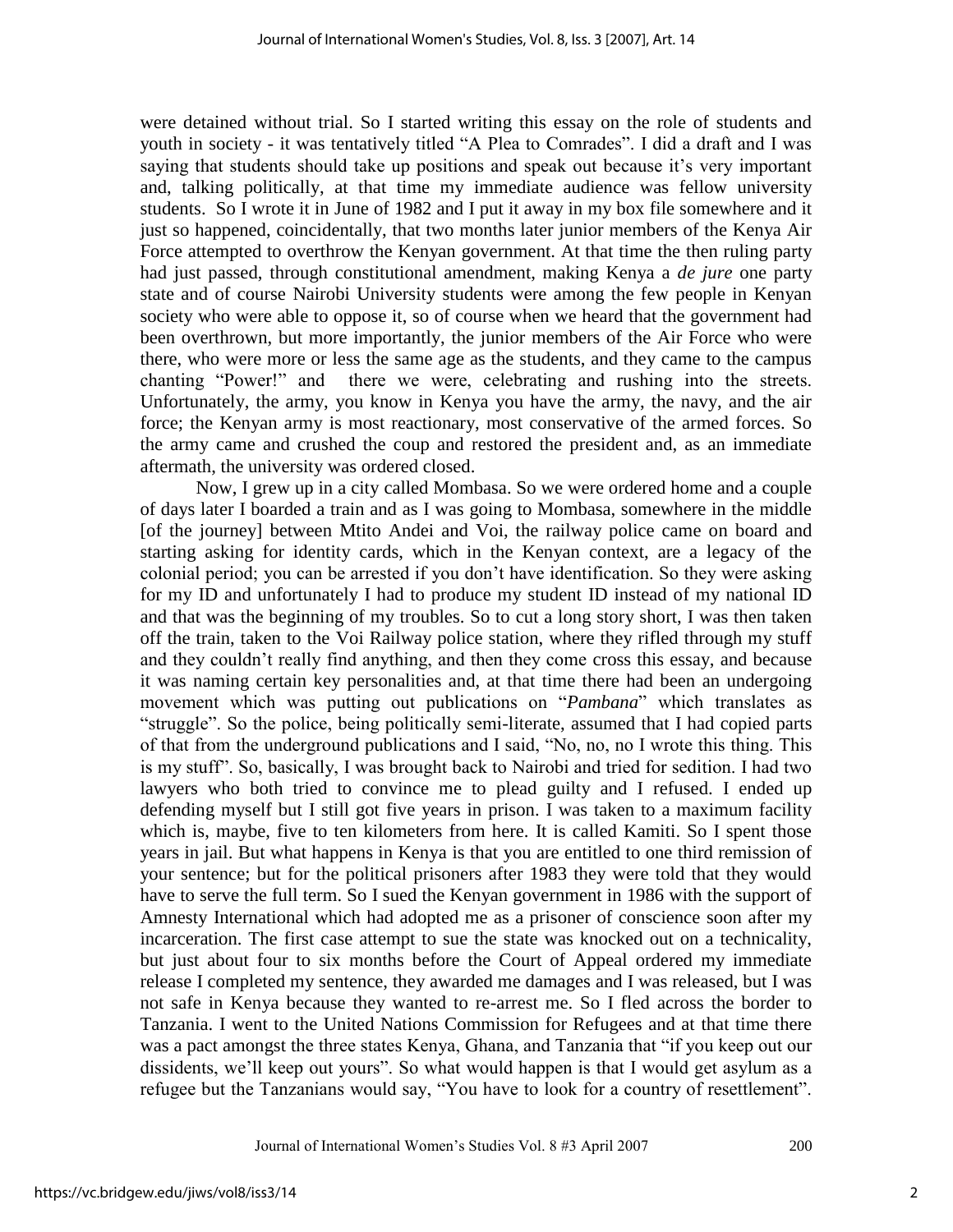were detained without trial. So I started writing this essay on the role of students and youth in society - it was tentatively titled "A Plea to Comrades". I did a draft and I was saying that students should take up positions and speak out because it's very important and, talking politically, at that time my immediate audience was fellow university students. So I wrote it in June of 1982 and I put it away in my box file somewhere and it just so happened, coincidentally, that two months later junior members of the Kenya Air Force attempted to overthrow the Kenyan government. At that time the then ruling party had just passed, through constitutional amendment, making Kenya a *de jure* one party state and of course Nairobi University students were among the few people in Kenyan society who were able to oppose it, so of course when we heard that the government had been overthrown, but more importantly, the junior members of the Air Force who were there, who were more or less the same age as the students, and they came to the campus chanting "Power!" and there we were, celebrating and rushing into the streets. Unfortunately, the army, you know in Kenya you have the army, the navy, and the air force; the Kenyan army is most reactionary, most conservative of the armed forces. So the army came and crushed the coup and restored the president and, as an immediate aftermath, the university was ordered closed.

Now, I grew up in a city called Mombasa. So we were ordered home and a couple of days later I boarded a train and as I was going to Mombasa, somewhere in the middle [of the journey] between Mtito Andei and Voi, the railway police came on board and starting asking for identity cards, which in the Kenyan context, are a legacy of the colonial period; you can be arrested if you don't have identification. So they were asking for my ID and unfortunately I had to produce my student ID instead of my national ID and that was the beginning of my troubles. So to cut a long story short, I was then taken off the train, taken to the Voi Railway police station, where they rifled through my stuff and they couldn't really find anything, and then they come cross this essay, and because it was naming certain key personalities and, at that time there had been an undergoing movement which was putting out publications on "*Pambana*" which translates as "struggle". So the police, being politically semi-literate, assumed that I had copied parts of that from the underground publications and I said, "No, no, no I wrote this thing. This is my stuff". So, basically, I was brought back to Nairobi and tried for sedition. I had two lawyers who both tried to convince me to plead guilty and I refused. I ended up defending myself but I still got five years in prison. I was taken to a maximum facility which is, maybe, five to ten kilometers from here. It is called Kamiti. So I spent those years in jail. But what happens in Kenya is that you are entitled to one third remission of your sentence; but for the political prisoners after 1983 they were told that they would have to serve the full term. So I sued the Kenyan government in 1986 with the support of Amnesty International which had adopted me as a prisoner of conscience soon after my incarceration. The first case attempt to sue the state was knocked out on a technicality, but just about four to six months before the Court of Appeal ordered my immediate release I completed my sentence, they awarded me damages and I was released, but I was not safe in Kenya because they wanted to re-arrest me. So I fled across the border to Tanzania. I went to the United Nations Commission for Refugees and at that time there was a pact amongst the three states Kenya, Ghana, and Tanzania that "if you keep out our dissidents, we'll keep out yours". So what would happen is that I would get asylum as a refugee but the Tanzanians would say, "You have to look for a country of resettlement".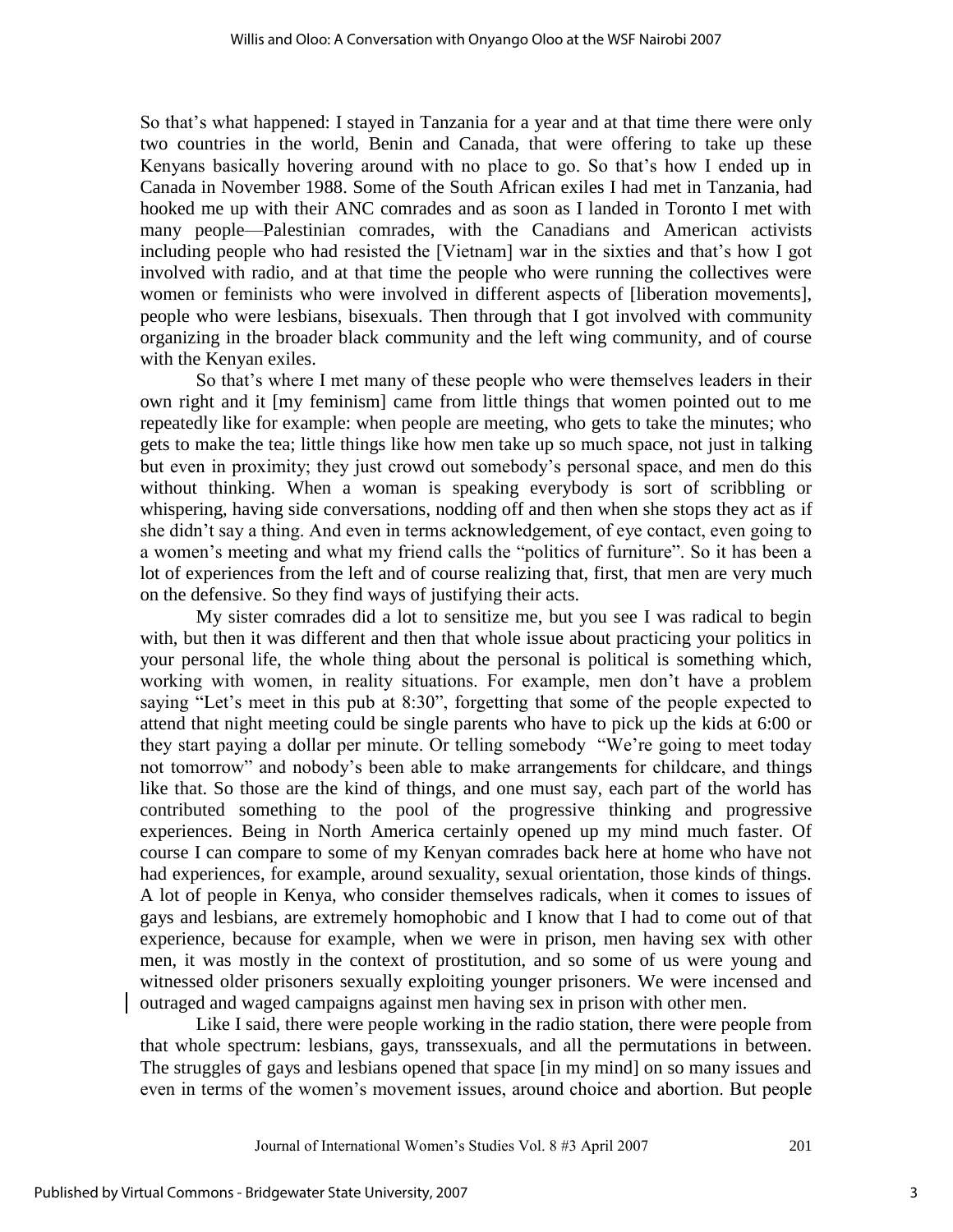So that's what happened: I stayed in Tanzania for a year and at that time there were only two countries in the world, Benin and Canada, that were offering to take up these Kenyans basically hovering around with no place to go. So that's how I ended up in Canada in November 1988. Some of the South African exiles I had met in Tanzania, had hooked me up with their ANC comrades and as soon as I landed in Toronto I met with many people—Palestinian comrades, with the Canadians and American activists including people who had resisted the [Vietnam] war in the sixties and that's how I got involved with radio, and at that time the people who were running the collectives were women or feminists who were involved in different aspects of [liberation movements], people who were lesbians, bisexuals. Then through that I got involved with community organizing in the broader black community and the left wing community, and of course with the Kenyan exiles.

So that's where I met many of these people who were themselves leaders in their own right and it [my feminism] came from little things that women pointed out to me repeatedly like for example: when people are meeting, who gets to take the minutes; who gets to make the tea; little things like how men take up so much space, not just in talking but even in proximity; they just crowd out somebody's personal space, and men do this without thinking. When a woman is speaking everybody is sort of scribbling or whispering, having side conversations, nodding off and then when she stops they act as if she didn't say a thing. And even in terms acknowledgement, of eye contact, even going to a women's meeting and what my friend calls the "politics of furniture". So it has been a lot of experiences from the left and of course realizing that, first, that men are very much on the defensive. So they find ways of justifying their acts.

My sister comrades did a lot to sensitize me, but you see I was radical to begin with, but then it was different and then that whole issue about practicing your politics in your personal life, the whole thing about the personal is political is something which, working with women, in reality situations. For example, men don't have a problem saying "Let's meet in this pub at 8:30", forgetting that some of the people expected to attend that night meeting could be single parents who have to pick up the kids at 6:00 or they start paying a dollar per minute. Or telling somebody "We're going to meet today not tomorrow" and nobody's been able to make arrangements for childcare, and things like that. So those are the kind of things, and one must say, each part of the world has contributed something to the pool of the progressive thinking and progressive experiences. Being in North America certainly opened up my mind much faster. Of course I can compare to some of my Kenyan comrades back here at home who have not had experiences, for example, around sexuality, sexual orientation, those kinds of things. A lot of people in Kenya, who consider themselves radicals, when it comes to issues of gays and lesbians, are extremely homophobic and I know that I had to come out of that experience, because for example, when we were in prison, men having sex with other men, it was mostly in the context of prostitution, and so some of us were young and witnessed older prisoners sexually exploiting younger prisoners. We were incensed and outraged and waged campaigns against men having sex in prison with other men.

Like I said, there were people working in the radio station, there were people from that whole spectrum: lesbians, gays, transsexuals, and all the permutations in between. The struggles of gays and lesbians opened that space [in my mind] on so many issues and even in terms of the women's movement issues, around choice and abortion. But people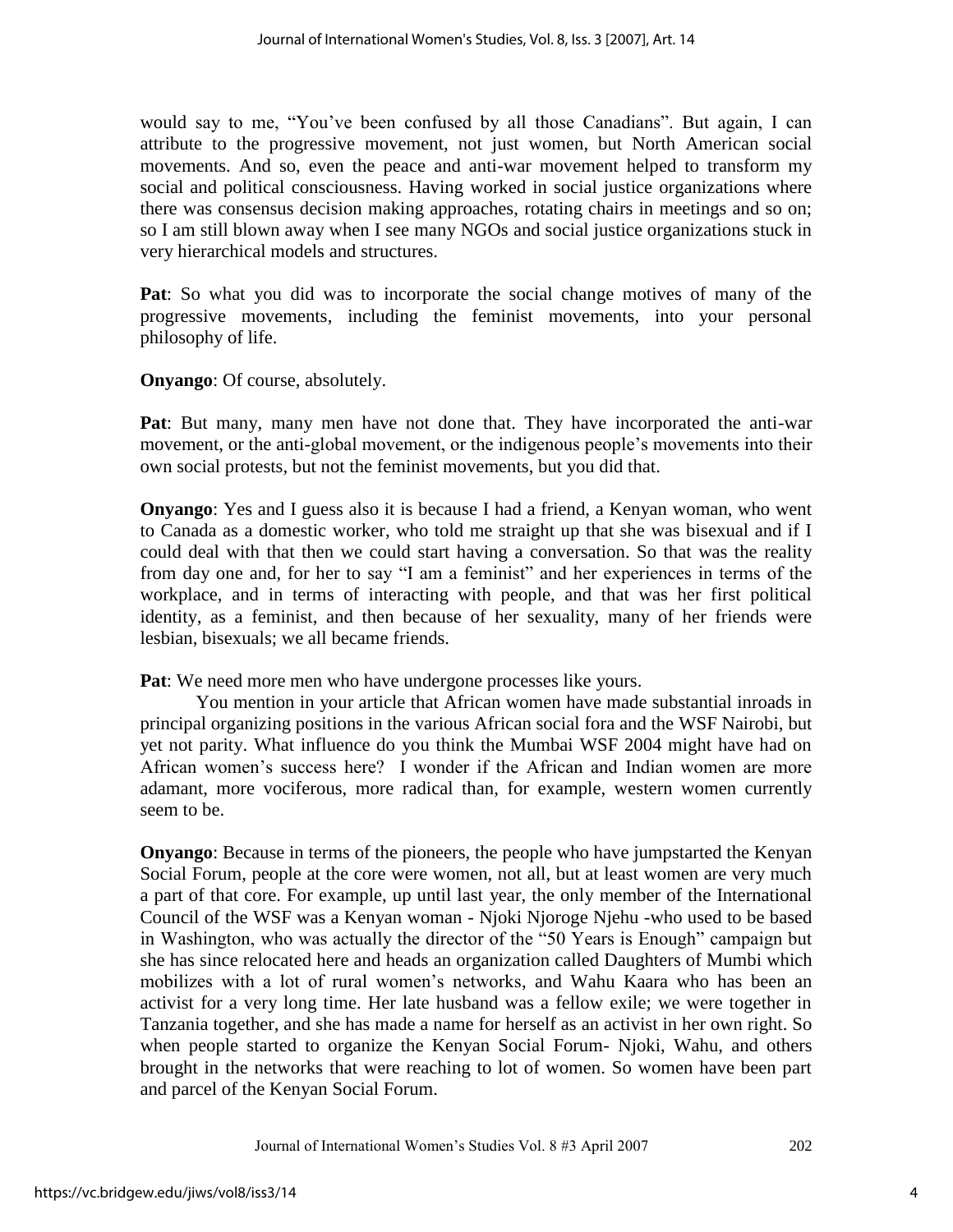would say to me, "You've been confused by all those Canadians". But again, I can attribute to the progressive movement, not just women, but North American social movements. And so, even the peace and anti-war movement helped to transform my social and political consciousness. Having worked in social justice organizations where there was consensus decision making approaches, rotating chairs in meetings and so on; so I am still blown away when I see many NGOs and social justice organizations stuck in very hierarchical models and structures.

**Pat**: So what you did was to incorporate the social change motives of many of the progressive movements, including the feminist movements, into your personal philosophy of life.

**Onyango**: Of course, absolutely.

**Pat**: But many, many men have not done that. They have incorporated the anti-war movement, or the anti-global movement, or the indigenous people's movements into their own social protests, but not the feminist movements, but you did that.

**Onyango**: Yes and I guess also it is because I had a friend, a Kenyan woman, who went to Canada as a domestic worker, who told me straight up that she was bisexual and if I could deal with that then we could start having a conversation. So that was the reality from day one and, for her to say "I am a feminist" and her experiences in terms of the workplace, and in terms of interacting with people, and that was her first political identity, as a feminist, and then because of her sexuality, many of her friends were lesbian, bisexuals; we all became friends.

**Pat**: We need more men who have undergone processes like yours.

You mention in your article that African women have made substantial inroads in principal organizing positions in the various African social fora and the WSF Nairobi, but yet not parity. What influence do you think the Mumbai WSF 2004 might have had on African women's success here? I wonder if the African and Indian women are more adamant, more vociferous, more radical than, for example, western women currently seem to be.

**Onyango**: Because in terms of the pioneers, the people who have jumpstarted the Kenyan Social Forum, people at the core were women, not all, but at least women are very much a part of that core. For example, up until last year, the only member of the International Council of the WSF was a Kenyan woman - Njoki Njoroge Njehu -who used to be based in Washington, who was actually the director of the "50 Years is Enough" campaign but she has since relocated here and heads an organization called Daughters of Mumbi which mobilizes with a lot of rural women's networks, and Wahu Kaara who has been an activist for a very long time. Her late husband was a fellow exile; we were together in Tanzania together, and she has made a name for herself as an activist in her own right. So when people started to organize the Kenyan Social Forum- Njoki, Wahu, and others brought in the networks that were reaching to lot of women. So women have been part and parcel of the Kenyan Social Forum.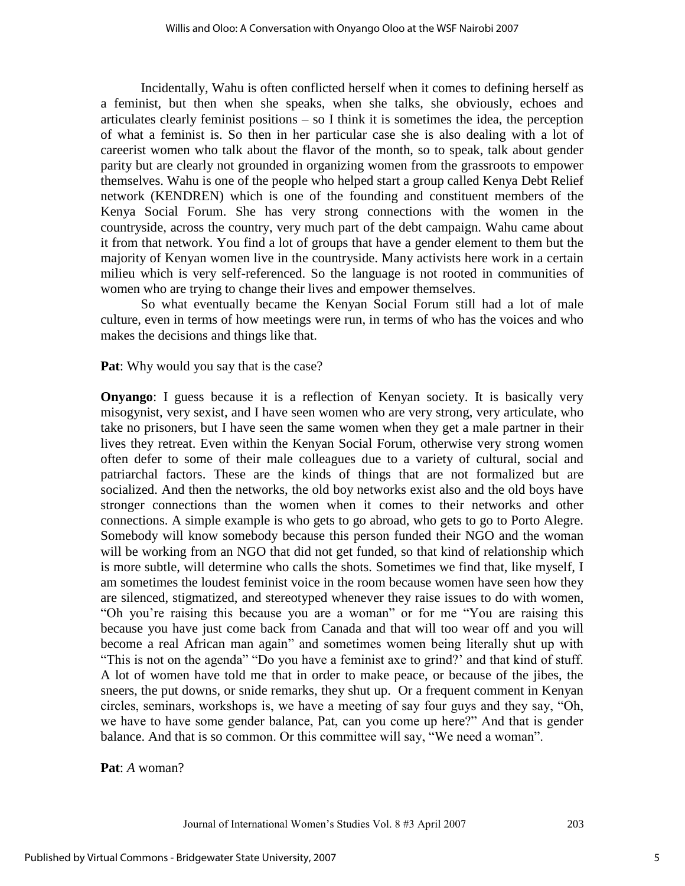Incidentally, Wahu is often conflicted herself when it comes to defining herself as a feminist, but then when she speaks, when she talks, she obviously, echoes and articulates clearly feminist positions – so I think it is sometimes the idea, the perception of what a feminist is. So then in her particular case she is also dealing with a lot of careerist women who talk about the flavor of the month, so to speak, talk about gender parity but are clearly not grounded in organizing women from the grassroots to empower themselves. Wahu is one of the people who helped start a group called Kenya Debt Relief network (KENDREN) which is one of the founding and constituent members of the Kenya Social Forum. She has very strong connections with the women in the countryside, across the country, very much part of the debt campaign. Wahu came about it from that network. You find a lot of groups that have a gender element to them but the majority of Kenyan women live in the countryside. Many activists here work in a certain milieu which is very self-referenced. So the language is not rooted in communities of women who are trying to change their lives and empower themselves.

So what eventually became the Kenyan Social Forum still had a lot of male culture, even in terms of how meetings were run, in terms of who has the voices and who makes the decisions and things like that.

**Pat**: Why would you say that is the case?

**Onyango**: I guess because it is a reflection of Kenyan society. It is basically very misogynist, very sexist, and I have seen women who are very strong, very articulate, who take no prisoners, but I have seen the same women when they get a male partner in their lives they retreat. Even within the Kenyan Social Forum, otherwise very strong women often defer to some of their male colleagues due to a variety of cultural, social and patriarchal factors. These are the kinds of things that are not formalized but are socialized. And then the networks, the old boy networks exist also and the old boys have stronger connections than the women when it comes to their networks and other connections. A simple example is who gets to go abroad, who gets to go to Porto Alegre. Somebody will know somebody because this person funded their NGO and the woman will be working from an NGO that did not get funded, so that kind of relationship which is more subtle, will determine who calls the shots. Sometimes we find that, like myself, I am sometimes the loudest feminist voice in the room because women have seen how they are silenced, stigmatized, and stereotyped whenever they raise issues to do with women, "Oh you're raising this because you are a woman" or for me "You are raising this because you have just come back from Canada and that will too wear off and you will become a real African man again" and sometimes women being literally shut up with "This is not on the agenda" "Do you have a feminist axe to grind?' and that kind of stuff. A lot of women have told me that in order to make peace, or because of the jibes, the sneers, the put downs, or snide remarks, they shut up. Or a frequent comment in Kenyan circles, seminars, workshops is, we have a meeting of say four guys and they say, "Oh, we have to have some gender balance, Pat, can you come up here?" And that is gender balance. And that is so common. Or this committee will say, "We need a woman".

**Pat**: *A* woman?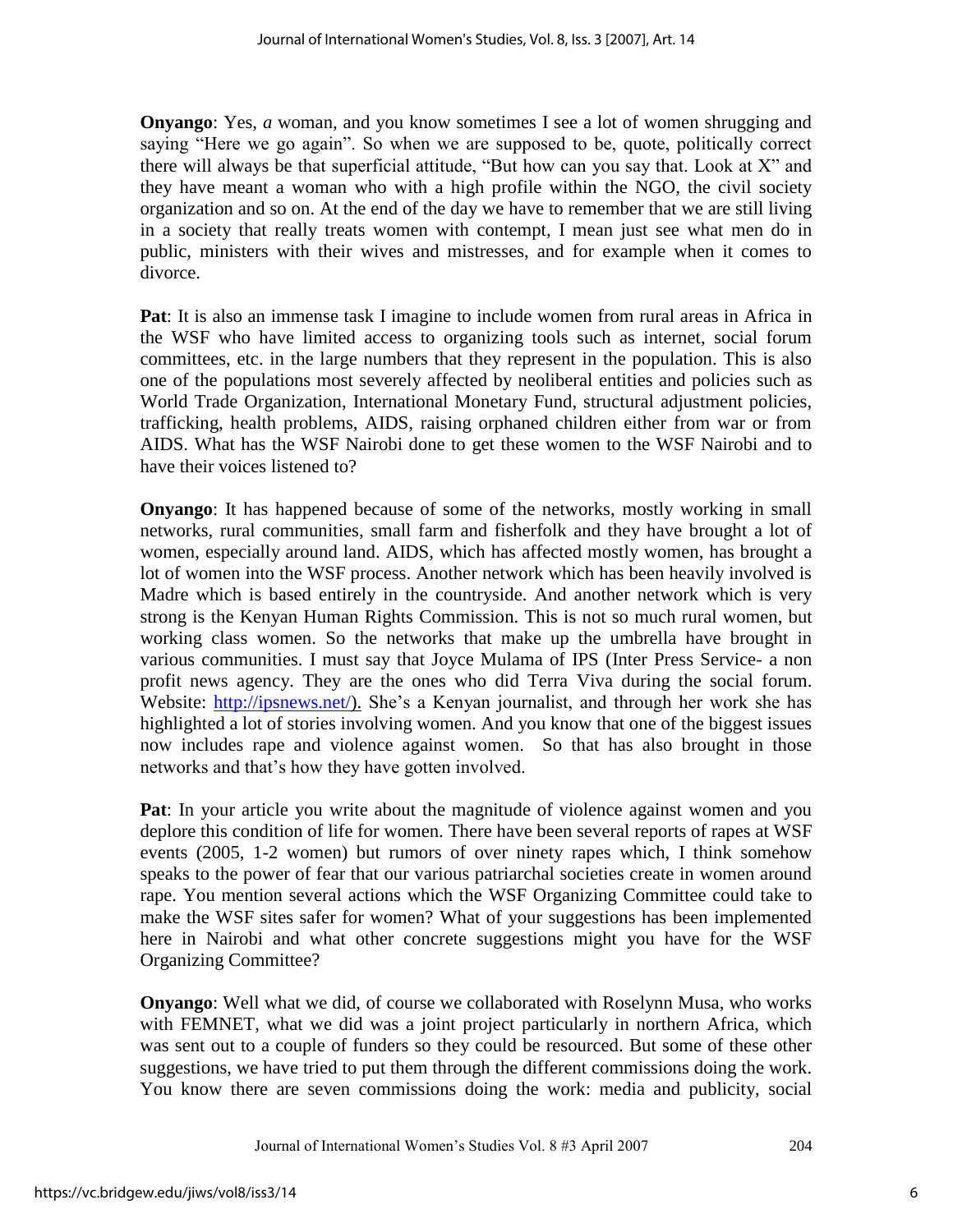**Onyango**: Yes, *a* woman, and you know sometimes I see a lot of women shrugging and saying "Here we go again". So when we are supposed to be, quote, politically correct there will always be that superficial attitude, "But how can you say that. Look at X" and they have meant a woman who with a high profile within the NGO, the civil society organization and so on. At the end of the day we have to remember that we are still living in a society that really treats women with contempt, I mean just see what men do in public, ministers with their wives and mistresses, and for example when it comes to divorce.

**Pat**: It is also an immense task I imagine to include women from rural areas in Africa in the WSF who have limited access to organizing tools such as internet, social forum committees, etc. in the large numbers that they represent in the population. This is also one of the populations most severely affected by neoliberal entities and policies such as World Trade Organization, International Monetary Fund, structural adjustment policies, trafficking, health problems, AIDS, raising orphaned children either from war or from AIDS. What has the WSF Nairobi done to get these women to the WSF Nairobi and to have their voices listened to?

**Onyango**: It has happened because of some of the networks, mostly working in small networks, rural communities, small farm and fisherfolk and they have brought a lot of women, especially around land. AIDS, which has affected mostly women, has brought a lot of women into the WSF process. Another network which has been heavily involved is Madre which is based entirely in the countryside. And another network which is very strong is the Kenyan Human Rights Commission. This is not so much rural women, but working class women. So the networks that make up the umbrella have brought in various communities. I must say that Joyce Mulama of IPS (Inter Press Service- a non profit news agency. They are the ones who did Terra Viva during the social forum. Website: http://ipsnews.net/). She's a Kenyan journalist, and through her work she has highlighted a lot of stories involving women. And you know that one of the biggest issues now includes rape and violence against women. So that has also brought in those networks and that's how they have gotten involved.

**Pat**: In your article you write about the magnitude of violence against women and you deplore this condition of life for women. There have been several reports of rapes at WSF events (2005, 1-2 women) but rumors of over ninety rapes which, I think somehow speaks to the power of fear that our various patriarchal societies create in women around rape. You mention several actions which the WSF Organizing Committee could take to make the WSF sites safer for women? What of your suggestions has been implemented here in Nairobi and what other concrete suggestions might you have for the WSF Organizing Committee?

**Onyango**: Well what we did, of course we collaborated with Roselynn Musa, who works with FEMNET, what we did was a joint project particularly in northern Africa, which was sent out to a couple of funders so they could be resourced. But some of these other suggestions, we have tried to put them through the different commissions doing the work. You know there are seven commissions doing the work: media and publicity, social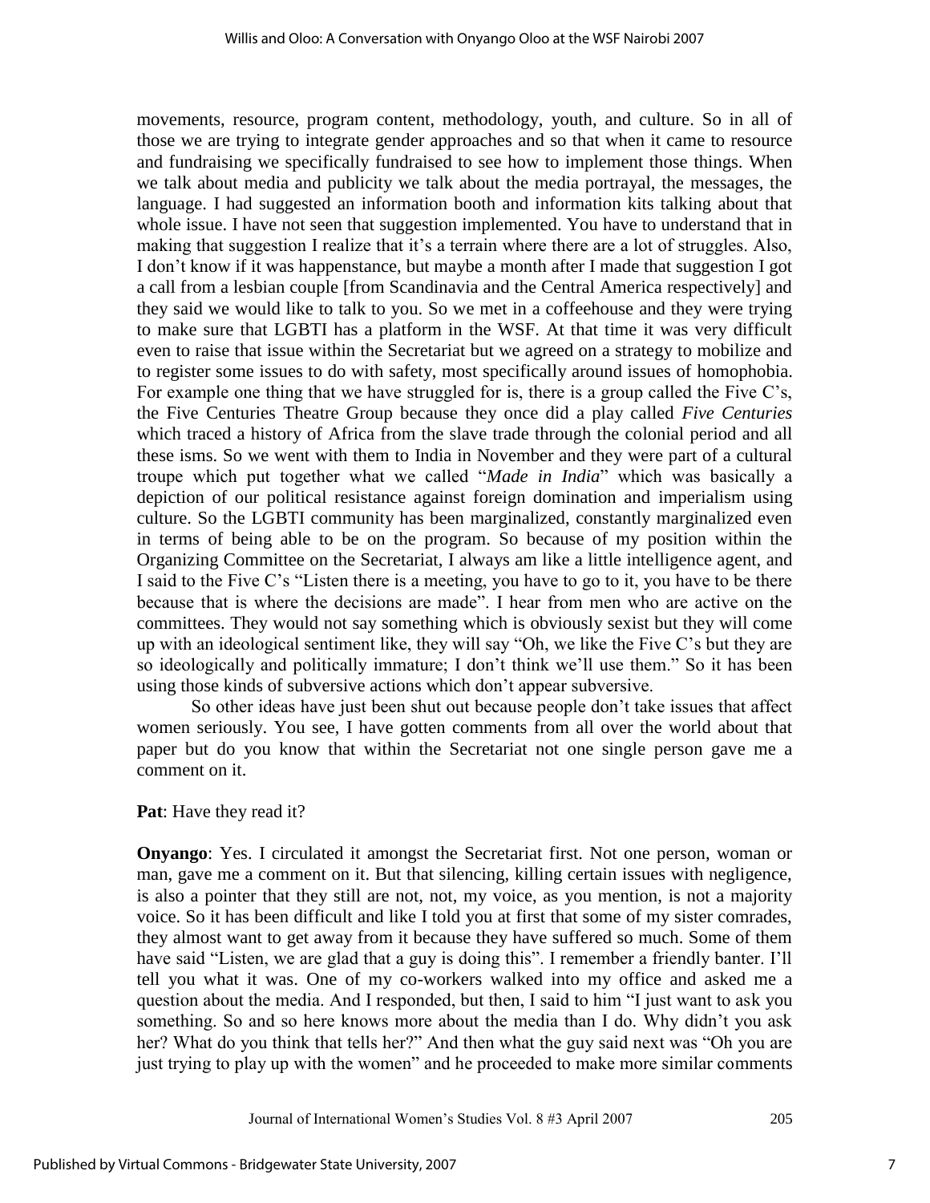movements, resource, program content, methodology, youth, and culture. So in all of those we are trying to integrate gender approaches and so that when it came to resource and fundraising we specifically fundraised to see how to implement those things. When we talk about media and publicity we talk about the media portrayal, the messages, the language. I had suggested an information booth and information kits talking about that whole issue. I have not seen that suggestion implemented. You have to understand that in making that suggestion I realize that it's a terrain where there are a lot of struggles. Also, I don't know if it was happenstance, but maybe a month after I made that suggestion I got a call from a lesbian couple [from Scandinavia and the Central America respectively] and they said we would like to talk to you. So we met in a coffeehouse and they were trying to make sure that LGBTI has a platform in the WSF. At that time it was very difficult even to raise that issue within the Secretariat but we agreed on a strategy to mobilize and to register some issues to do with safety, most specifically around issues of homophobia. For example one thing that we have struggled for is, there is a group called the Five C's, the Five Centuries Theatre Group because they once did a play called *Five Centuries* which traced a history of Africa from the slave trade through the colonial period and all these isms. So we went with them to India in November and they were part of a cultural troupe which put together what we called "*Made in India*" which was basically a depiction of our political resistance against foreign domination and imperialism using culture. So the LGBTI community has been marginalized, constantly marginalized even in terms of being able to be on the program. So because of my position within the Organizing Committee on the Secretariat, I always am like a little intelligence agent, and I said to the Five C's "Listen there is a meeting, you have to go to it, you have to be there because that is where the decisions are made". I hear from men who are active on the committees. They would not say something which is obviously sexist but they will come up with an ideological sentiment like, they will say "Oh, we like the Five C's but they are so ideologically and politically immature; I don't think we'll use them." So it has been using those kinds of subversive actions which don't appear subversive.

So other ideas have just been shut out because people don't take issues that affect women seriously. You see, I have gotten comments from all over the world about that paper but do you know that within the Secretariat not one single person gave me a comment on it.

**Pat**: Have they read it?

**Onyango**: Yes. I circulated it amongst the Secretariat first. Not one person, woman or man, gave me a comment on it. But that silencing, killing certain issues with negligence, is also a pointer that they still are not, not, my voice, as you mention, is not a majority voice. So it has been difficult and like I told you at first that some of my sister comrades, they almost want to get away from it because they have suffered so much. Some of them have said "Listen, we are glad that a guy is doing this". I remember a friendly banter. I'll tell you what it was. One of my co-workers walked into my office and asked me a question about the media. And I responded, but then, I said to him "I just want to ask you something. So and so here knows more about the media than I do. Why didn't you ask her? What do you think that tells her?" And then what the guy said next was "Oh you are just trying to play up with the women" and he proceeded to make more similar comments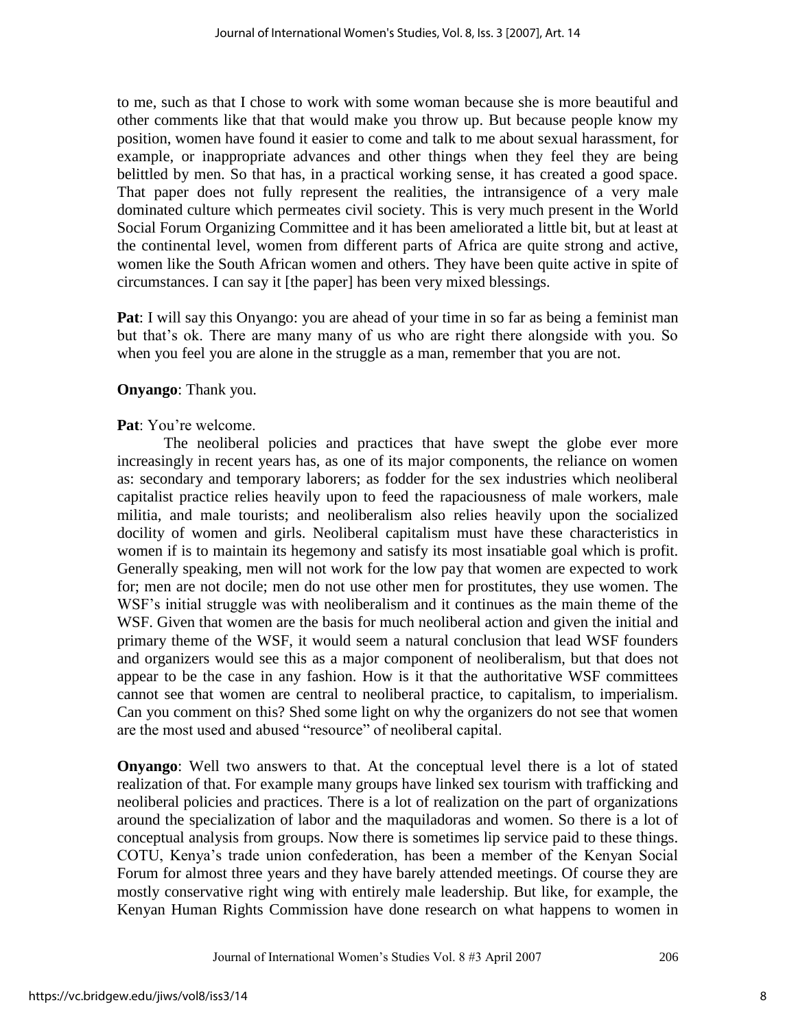to me, such as that I chose to work with some woman because she is more beautiful and other comments like that that would make you throw up. But because people know my position, women have found it easier to come and talk to me about sexual harassment, for example, or inappropriate advances and other things when they feel they are being belittled by men. So that has, in a practical working sense, it has created a good space. That paper does not fully represent the realities, the intransigence of a very male dominated culture which permeates civil society. This is very much present in the World Social Forum Organizing Committee and it has been ameliorated a little bit, but at least at the continental level, women from different parts of Africa are quite strong and active, women like the South African women and others. They have been quite active in spite of circumstances. I can say it [the paper] has been very mixed blessings.

**Pat**: I will say this Onyango: you are ahead of your time in so far as being a feminist man but that's ok. There are many many of us who are right there alongside with you. So when you feel you are alone in the struggle as a man, remember that you are not.

**Onyango**: Thank you.

**Pat**: You're welcome.

The neoliberal policies and practices that have swept the globe ever more increasingly in recent years has, as one of its major components, the reliance on women as: secondary and temporary laborers; as fodder for the sex industries which neoliberal capitalist practice relies heavily upon to feed the rapaciousness of male workers, male militia, and male tourists; and neoliberalism also relies heavily upon the socialized docility of women and girls. Neoliberal capitalism must have these characteristics in women if is to maintain its hegemony and satisfy its most insatiable goal which is profit. Generally speaking, men will not work for the low pay that women are expected to work for; men are not docile; men do not use other men for prostitutes, they use women. The WSF's initial struggle was with neoliberalism and it continues as the main theme of the WSF. Given that women are the basis for much neoliberal action and given the initial and primary theme of the WSF, it would seem a natural conclusion that lead WSF founders and organizers would see this as a major component of neoliberalism, but that does not appear to be the case in any fashion. How is it that the authoritative WSF committees cannot see that women are central to neoliberal practice, to capitalism, to imperialism. Can you comment on this? Shed some light on why the organizers do not see that women are the most used and abused "resource" of neoliberal capital.

**Onyango**: Well two answers to that. At the conceptual level there is a lot of stated realization of that. For example many groups have linked sex tourism with trafficking and neoliberal policies and practices. There is a lot of realization on the part of organizations around the specialization of labor and the maquiladoras and women. So there is a lot of conceptual analysis from groups. Now there is sometimes lip service paid to these things. COTU, Kenya's trade union confederation, has been a member of the Kenyan Social Forum for almost three years and they have barely attended meetings. Of course they are mostly conservative right wing with entirely male leadership. But like, for example, the Kenyan Human Rights Commission have done research on what happens to women in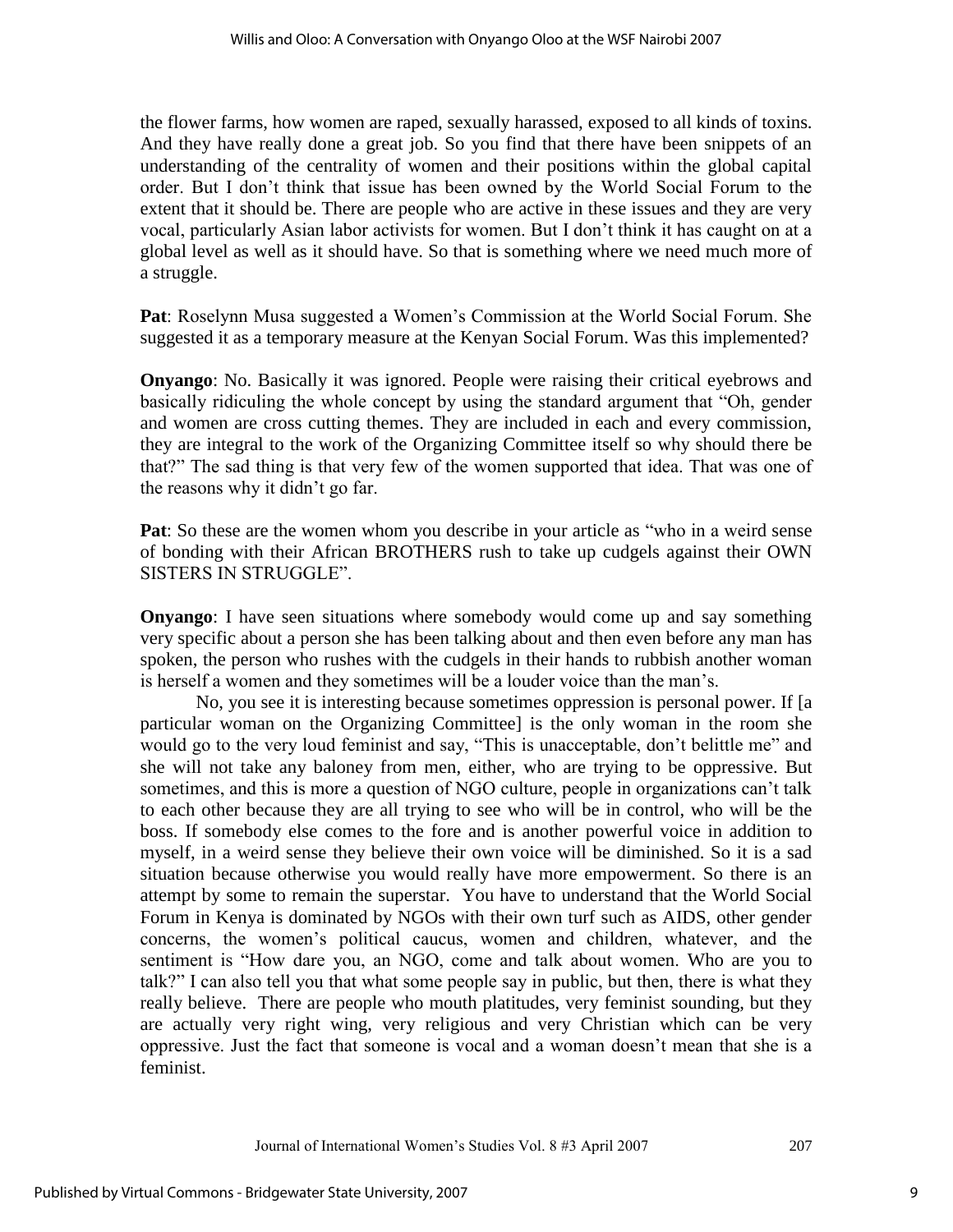the flower farms, how women are raped, sexually harassed, exposed to all kinds of toxins. And they have really done a great job. So you find that there have been snippets of an understanding of the centrality of women and their positions within the global capital order. But I don't think that issue has been owned by the World Social Forum to the extent that it should be. There are people who are active in these issues and they are very vocal, particularly Asian labor activists for women. But I don't think it has caught on at a global level as well as it should have. So that is something where we need much more of a struggle.

**Pat**: Roselynn Musa suggested a Women's Commission at the World Social Forum. She suggested it as a temporary measure at the Kenyan Social Forum. Was this implemented?

**Onyango**: No. Basically it was ignored. People were raising their critical eyebrows and basically ridiculing the whole concept by using the standard argument that "Oh, gender and women are cross cutting themes. They are included in each and every commission, they are integral to the work of the Organizing Committee itself so why should there be that?" The sad thing is that very few of the women supported that idea. That was one of the reasons why it didn't go far.

**Pat**: So these are the women whom you describe in your article as "who in a weird sense of bonding with their African BROTHERS rush to take up cudgels against their OWN SISTERS IN STRUGGLE".

**Onyango**: I have seen situations where somebody would come up and say something very specific about a person she has been talking about and then even before any man has spoken, the person who rushes with the cudgels in their hands to rubbish another woman is herself a women and they sometimes will be a louder voice than the man's.

No, you see it is interesting because sometimes oppression is personal power. If [a particular woman on the Organizing Committee] is the only woman in the room she would go to the very loud feminist and say, "This is unacceptable, don't belittle me" and she will not take any baloney from men, either, who are trying to be oppressive. But sometimes, and this is more a question of NGO culture, people in organizations can't talk to each other because they are all trying to see who will be in control, who will be the boss. If somebody else comes to the fore and is another powerful voice in addition to myself, in a weird sense they believe their own voice will be diminished. So it is a sad situation because otherwise you would really have more empowerment. So there is an attempt by some to remain the superstar. You have to understand that the World Social Forum in Kenya is dominated by NGOs with their own turf such as AIDS, other gender concerns, the women's political caucus, women and children, whatever, and the sentiment is "How dare you, an NGO, come and talk about women. Who are you to talk?" I can also tell you that what some people say in public, but then, there is what they really believe. There are people who mouth platitudes, very feminist sounding, but they are actually very right wing, very religious and very Christian which can be very oppressive. Just the fact that someone is vocal and a woman doesn't mean that she is a feminist.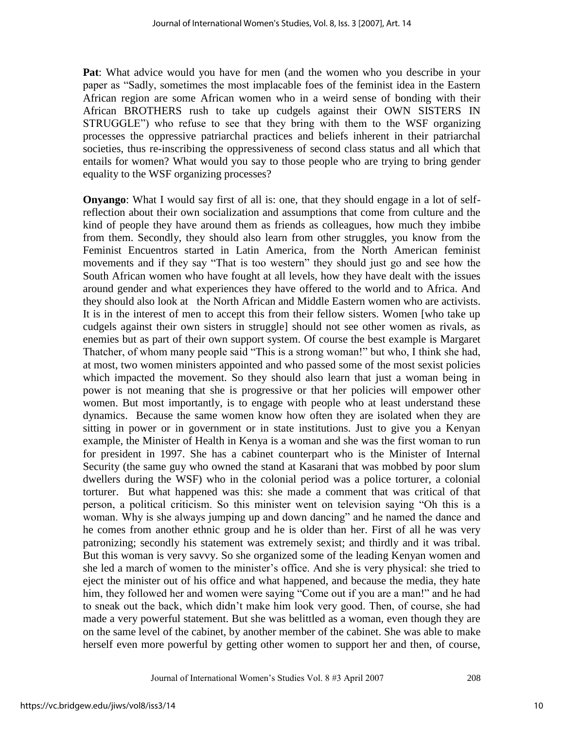**Pat**: What advice would you have for men (and the women who you describe in your paper as "Sadly, sometimes the most implacable foes of the feminist idea in the Eastern African region are some African women who in a weird sense of bonding with their African BROTHERS rush to take up cudgels against their OWN SISTERS IN STRUGGLE") who refuse to see that they bring with them to the WSF organizing processes the oppressive patriarchal practices and beliefs inherent in their patriarchal societies, thus re-inscribing the oppressiveness of second class status and all which that entails for women? What would you say to those people who are trying to bring gender equality to the WSF organizing processes?

**Onyango**: What I would say first of all is: one, that they should engage in a lot of self-reflection about their own socialization and assumptions that come from culture and the kind of people they have around them as friends as colleagues, how much they imbibe from them. Secondly, they should also learn from other struggles, you know from the Feminist Encuentros started in Latin America, from the North American feminist movements and if they say "That is too western" they should just go and see how the South African women who have fought at all levels, how they have dealt with the issues around gender and what experiences they have offered to the world and to Africa. And they should also look at the North African and Middle Eastern women who are activists. It is in the interest of men to accept this from their fellow sisters. Women [who take up cudgels against their own sisters in struggle] should not see other women as rivals, as enemies but as part of their own support system. Of course the best example is Margaret Thatcher, of whom many people said "This is a strong woman!" but who, I think she had, at most, two women ministers appointed and who passed some of the most sexist policies which impacted the movement. So they should also learn that just a woman being in power is not meaning that she is progressive or that her policies will empower other women. But most importantly, is to engage with people who at least understand these dynamics. Because the same women know how often they are isolated when they are sitting in power or in government or in state institutions. Just to give you a Kenyan example, the Minister of Health in Kenya is a woman and she was the first woman to run for president in 1997. She has a cabinet counterpart who is the Minister of Internal Security (the same guy who owned the stand at Kasarani that was mobbed by poor slum dwellers during the WSF) who in the colonial period was a police torturer, a colonial torturer. But what happened was this: she made a comment that was critical of that person, a political criticism. So this minister went on television saying "Oh this is a woman. Why is she always jumping up and down dancing" and he named the dance and he comes from another ethnic group and he is older than her. First of all he was very patronizing; secondly his statement was extremely sexist; and thirdly and it was tribal. But this woman is very savvy. So she organized some of the leading Kenyan women and she led a march of women to the minister's office. And she is very physical: she tried to eject the minister out of his office and what happened, and because the media, they hate him, they followed her and women were saying "Come out if you are a man!" and he had to sneak out the back, which didn't make him look very good. Then, of course, she had made a very powerful statement. But she was belittled as a woman, even though they are on the same level of the cabinet, by another member of the cabinet. She was able to make herself even more powerful by getting other women to support her and then, of course,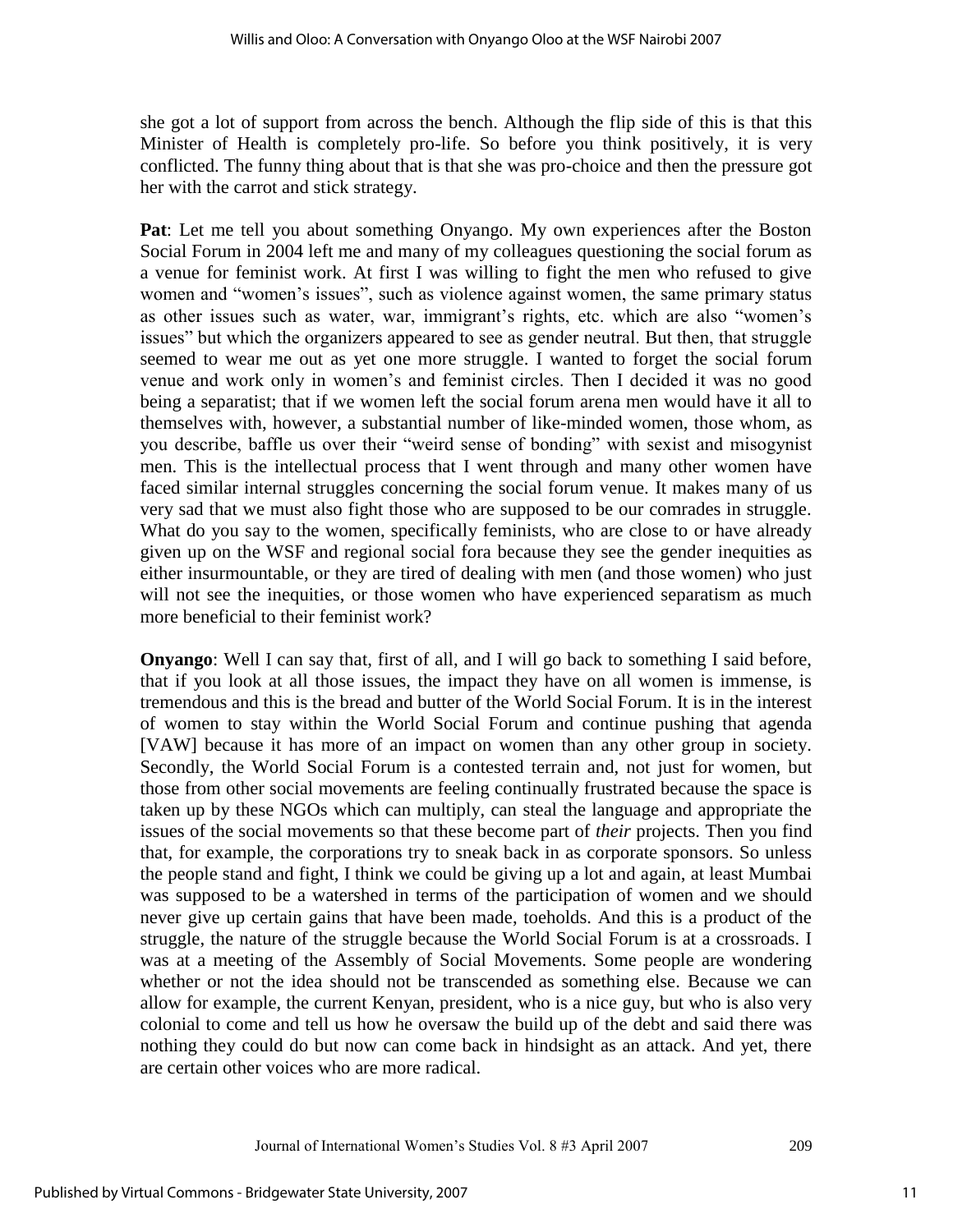she got a lot of support from across the bench. Although the flip side of this is that this Minister of Health is completely pro-life. So before you think positively, it is very conflicted. The funny thing about that is that she was pro-choice and then the pressure got her with the carrot and stick strategy.

**Pat**: Let me tell you about something Onyango. My own experiences after the Boston Social Forum in 2004 left me and many of my colleagues questioning the social forum as a venue for feminist work. At first I was willing to fight the men who refused to give women and "women's issues", such as violence against women, the same primary status as other issues such as water, war, immigrant's rights, etc. which are also "women's issues" but which the organizers appeared to see as gender neutral. But then, that struggle seemed to wear me out as yet one more struggle. I wanted to forget the social forum venue and work only in women's and feminist circles. Then I decided it was no good being a separatist; that if we women left the social forum arena men would have it all to themselves with, however, a substantial number of like-minded women, those whom, as you describe, baffle us over their "weird sense of bonding" with sexist and misogynist men. This is the intellectual process that I went through and many other women have faced similar internal struggles concerning the social forum venue. It makes many of us very sad that we must also fight those who are supposed to be our comrades in struggle. What do you say to the women, specifically feminists, who are close to or have already given up on the WSF and regional social fora because they see the gender inequities as either insurmountable, or they are tired of dealing with men (and those women) who just will not see the inequities, or those women who have experienced separatism as much more beneficial to their feminist work?

**Onyango**: Well I can say that, first of all, and I will go back to something I said before, that if you look at all those issues, the impact they have on all women is immense, is tremendous and this is the bread and butter of the World Social Forum. It is in the interest of women to stay within the World Social Forum and continue pushing that agenda [VAW] because it has more of an impact on women than any other group in society. Secondly, the World Social Forum is a contested terrain and, not just for women, but those from other social movements are feeling continually frustrated because the space is taken up by these NGOs which can multiply, can steal the language and appropriate the issues of the social movements so that these become part of *their* projects. Then you find that, for example, the corporations try to sneak back in as corporate sponsors. So unless the people stand and fight, I think we could be giving up a lot and again, at least Mumbai was supposed to be a watershed in terms of the participation of women and we should never give up certain gains that have been made, toeholds. And this is a product of the struggle, the nature of the struggle because the World Social Forum is at a crossroads. I was at a meeting of the Assembly of Social Movements. Some people are wondering whether or not the idea should not be transcended as something else. Because we can allow for example, the current Kenyan, president, who is a nice guy, but who is also very colonial to come and tell us how he oversaw the build up of the debt and said there was nothing they could do but now can come back in hindsight as an attack. And yet, there are certain other voices who are more radical.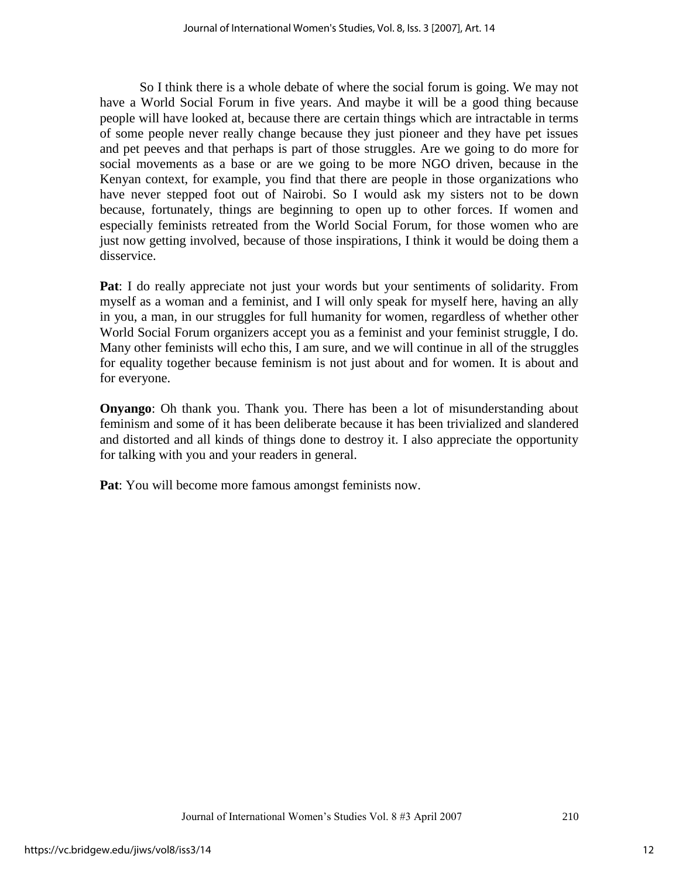So I think there is a whole debate of where the social forum is going. We may not have a World Social Forum in five years. And maybe it will be a good thing because people will have looked at, because there are certain things which are intractable in terms of some people never really change because they just pioneer and they have pet issues and pet peeves and that perhaps is part of those struggles. Are we going to do more for social movements as a base or are we going to be more NGO driven, because in the Kenyan context, for example, you find that there are people in those organizations who have never stepped foot out of Nairobi. So I would ask my sisters not to be down because, fortunately, things are beginning to open up to other forces. If women and especially feminists retreated from the World Social Forum, for those women who are just now getting involved, because of those inspirations, I think it would be doing them a disservice.

**Pat**: I do really appreciate not just your words but your sentiments of solidarity. From myself as a woman and a feminist, and I will only speak for myself here, having an ally in you, a man, in our struggles for full humanity for women, regardless of whether other World Social Forum organizers accept you as a feminist and your feminist struggle, I do. Many other feminists will echo this, I am sure, and we will continue in all of the struggles for equality together because feminism is not just about and for women. It is about and for everyone.

**Onyango**: Oh thank you. Thank you. There has been a lot of misunderstanding about feminism and some of it has been deliberate because it has been trivialized and slandered and distorted and all kinds of things done to destroy it. I also appreciate the opportunity for talking with you and your readers in general.

**Pat**: You will become more famous amongst feminists now.